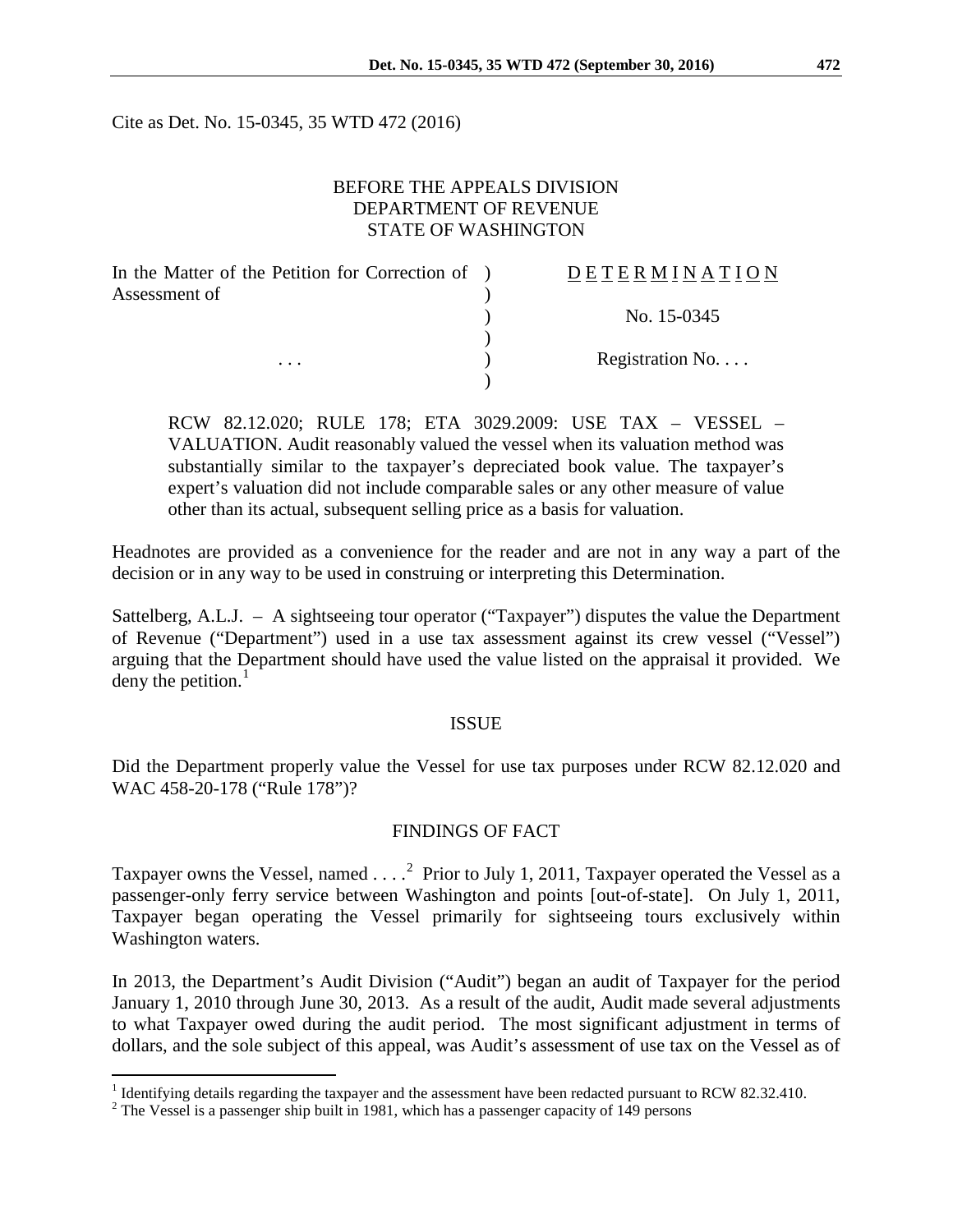Cite as Det. No. 15-0345, 35 WTD 472 (2016)

BEFORE THE APPEALS DIVISION
DEPARTMENT OF REVENUE
STATE OF WASHINGTON

| In the Matter of the Petition for Correction of Assessment of | ) | D E T E R M I N A T I O N |
|---|---|---|
| | ) | No. 15-0345 |
| . . . | ) | Registration No. . . . |

RCW 82.12.020; RULE 178; ETA 3029.2009: USE TAX – VESSEL – VALUATION. Audit reasonably valued the vessel when its valuation method was substantially similar to the taxpayer's depreciated book value. The taxpayer's expert's valuation did not include comparable sales or any other measure of value other than its actual, subsequent selling price as a basis for valuation.

Headnotes are provided as a convenience for the reader and are not in any way a part of the decision or in any way to be used in construing or interpreting this Determination.

Sattelberg, A.L.J. – A sightseeing tour operator ("Taxpayer") disputes the value the Department of Revenue ("Department") used in a use tax assessment against its crew vessel ("Vessel") arguing that the Department should have used the value listed on the appraisal it provided. We deny the petition.[1]

## ISSUE

Did the Department properly value the Vessel for use tax purposes under RCW 82.12.020 and WAC 458-20-178 ("Rule 178")?

## FINDINGS OF FACT

Taxpayer owns the Vessel, named . . . .[2] Prior to July 1, 2011, Taxpayer operated the Vessel as a passenger-only ferry service between Washington and points [out-of-state]. On July 1, 2011, Taxpayer began operating the Vessel primarily for sightseeing tours exclusively within Washington waters.

In 2013, the Department's Audit Division ("Audit") began an audit of Taxpayer for the period January 1, 2010 through June 30, 2013. As a result of the audit, Audit made several adjustments to what Taxpayer owed during the audit period. The most significant adjustment in terms of dollars, and the sole subject of this appeal, was Audit's assessment of use tax on the Vessel as of

[1] Identifying details regarding the taxpayer and the assessment have been redacted pursuant to RCW 82.32.410.

[2] The Vessel is a passenger ship built in 1981, which has a passenger capacity of 149 persons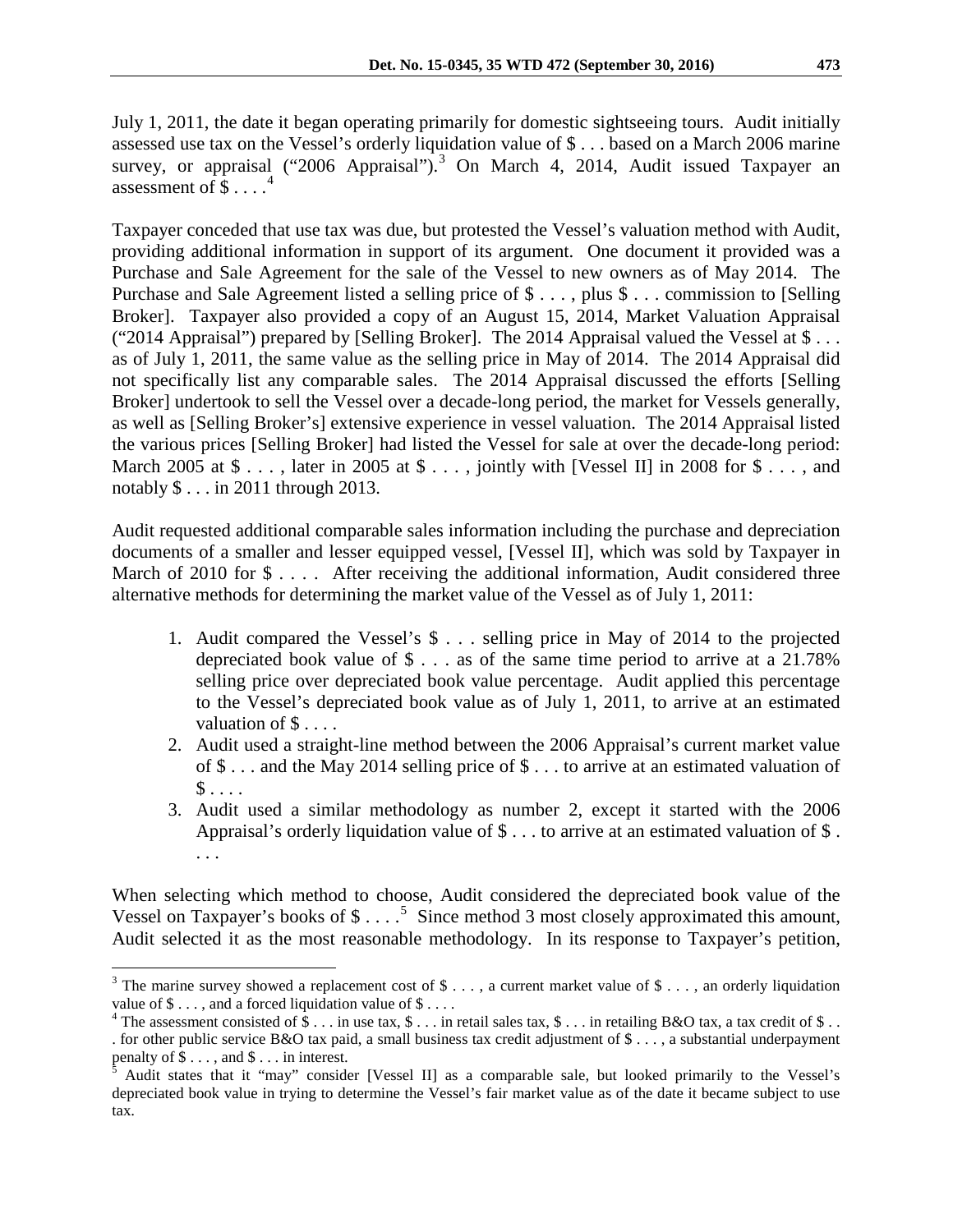July 1, 2011, the date it began operating primarily for domestic sightseeing tours. Audit initially assessed use tax on the Vessel's orderly liquidation value of $ . . . based on a March 2006 marine survey, or appraisal ("2006 Appraisal").[3] On March 4, 2014, Audit issued Taxpayer an assessment of $ . . . .[4]

Taxpayer conceded that use tax was due, but protested the Vessel's valuation method with Audit, providing additional information in support of its argument. One document it provided was a Purchase and Sale Agreement for the sale of the Vessel to new owners as of May 2014. The Purchase and Sale Agreement listed a selling price of $ . . . , plus $ . . . commission to [Selling Broker]. Taxpayer also provided a copy of an August 15, 2014, Market Valuation Appraisal ("2014 Appraisal") prepared by [Selling Broker]. The 2014 Appraisal valued the Vessel at $ . . . as of July 1, 2011, the same value as the selling price in May of 2014. The 2014 Appraisal did not specifically list any comparable sales. The 2014 Appraisal discussed the efforts [Selling Broker] undertook to sell the Vessel over a decade-long period, the market for Vessels generally, as well as [Selling Broker's] extensive experience in vessel valuation. The 2014 Appraisal listed the various prices [Selling Broker] had listed the Vessel for sale at over the decade-long period: March 2005 at $ . . . , later in 2005 at $ . . . , jointly with [Vessel II] in 2008 for $ . . . , and notably $ . . . in 2011 through 2013.

Audit requested additional comparable sales information including the purchase and depreciation documents of a smaller and lesser equipped vessel, [Vessel II], which was sold by Taxpayer in March of 2010 for $ . . . . After receiving the additional information, Audit considered three alternative methods for determining the market value of the Vessel as of July 1, 2011:

1. Audit compared the Vessel's $ . . . selling price in May of 2014 to the projected depreciated book value of $ . . . as of the same time period to arrive at a 21.78% selling price over depreciated book value percentage. Audit applied this percentage to the Vessel's depreciated book value as of July 1, 2011, to arrive at an estimated valuation of $ . . . .
2. Audit used a straight-line method between the 2006 Appraisal's current market value of $ . . . and the May 2014 selling price of $ . . . to arrive at an estimated valuation of $ . . . .
3. Audit used a similar methodology as number 2, except it started with the 2006 Appraisal's orderly liquidation value of $ . . . to arrive at an estimated valuation of $ . . . .

When selecting which method to choose, Audit considered the depreciated book value of the Vessel on Taxpayer's books of $ . . . .[5] Since method 3 most closely approximated this amount, Audit selected it as the most reasonable methodology. In its response to Taxpayer's petition,

---

[3] The marine survey showed a replacement cost of $ . . . , a current market value of $ . . . , an orderly liquidation value of $ . . . , and a forced liquidation value of $ . . . .

[4] The assessment consisted of $ . . . in use tax, $ . . . in retail sales tax, $ . . . in retailing B&O tax, a tax credit of $ . . . for other public service B&O tax paid, a small business tax credit adjustment of $ . . . , a substantial underpayment penalty of $ . . . , and $ . . . in interest.

[5] Audit states that it "may" consider [Vessel II] as a comparable sale, but looked primarily to the Vessel's depreciated book value in trying to determine the Vessel's fair market value as of the date it became subject to use tax.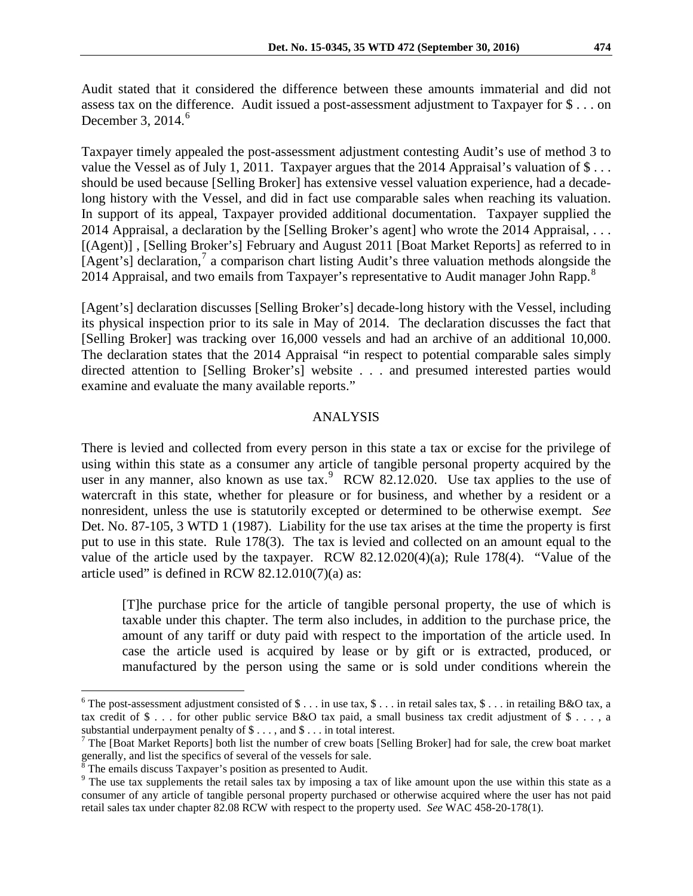Audit stated that it considered the difference between these amounts immaterial and did not assess tax on the difference. Audit issued a post-assessment adjustment to Taxpayer for $ . . . on December 3, 2014.[6]

Taxpayer timely appealed the post-assessment adjustment contesting Audit's use of method 3 to value the Vessel as of July 1, 2011. Taxpayer argues that the 2014 Appraisal's valuation of $ . . . should be used because [Selling Broker] has extensive vessel valuation experience, had a decade-long history with the Vessel, and did in fact use comparable sales when reaching its valuation. In support of its appeal, Taxpayer provided additional documentation. Taxpayer supplied the 2014 Appraisal, a declaration by the [Selling Broker's agent] who wrote the 2014 Appraisal, . . . [(Agent)] , [Selling Broker's] February and August 2011 [Boat Market Reports] as referred to in [Agent's] declaration,[7] a comparison chart listing Audit's three valuation methods alongside the 2014 Appraisal, and two emails from Taxpayer's representative to Audit manager John Rapp.[8]

[Agent's] declaration discusses [Selling Broker's] decade-long history with the Vessel, including its physical inspection prior to its sale in May of 2014. The declaration discusses the fact that [Selling Broker] was tracking over 16,000 vessels and had an archive of an additional 10,000. The declaration states that the 2014 Appraisal "in respect to potential comparable sales simply directed attention to [Selling Broker's] website . . . and presumed interested parties would examine and evaluate the many available reports."

## ANALYSIS

There is levied and collected from every person in this state a tax or excise for the privilege of using within this state as a consumer any article of tangible personal property acquired by the user in any manner, also known as use tax.[9] RCW 82.12.020. Use tax applies to the use of watercraft in this state, whether for pleasure or for business, and whether by a resident or a nonresident, unless the use is statutorily excepted or determined to be otherwise exempt. *See* Det. No. 87-105, 3 WTD 1 (1987). Liability for the use tax arises at the time the property is first put to use in this state. Rule 178(3). The tax is levied and collected on an amount equal to the value of the article used by the taxpayer. RCW 82.12.020(4)(a); Rule 178(4). "Value of the article used" is defined in RCW 82.12.010(7)(a) as:

> [T]he purchase price for the article of tangible personal property, the use of which is taxable under this chapter. The term also includes, in addition to the purchase price, the amount of any tariff or duty paid with respect to the importation of the article used. In case the article used is acquired by lease or by gift or is extracted, produced, or manufactured by the person using the same or is sold under conditions wherein the

---

[6] The post-assessment adjustment consisted of $ . . . in use tax, $ . . . in retail sales tax, $ . . . in retailing B&O tax, a tax credit of $ . . . for other public service B&O tax paid, a small business tax credit adjustment of $ . . . , a substantial underpayment penalty of $ . . . , and $ . . . in total interest.

[7] The [Boat Market Reports] both list the number of crew boats [Selling Broker] had for sale, the crew boat market generally, and list the specifics of several of the vessels for sale.

[8] The emails discuss Taxpayer's position as presented to Audit.

[9] The use tax supplements the retail sales tax by imposing a tax of like amount upon the use within this state as a consumer of any article of tangible personal property purchased or otherwise acquired where the user has not paid retail sales tax under chapter 82.08 RCW with respect to the property used. *See* WAC 458-20-178(1).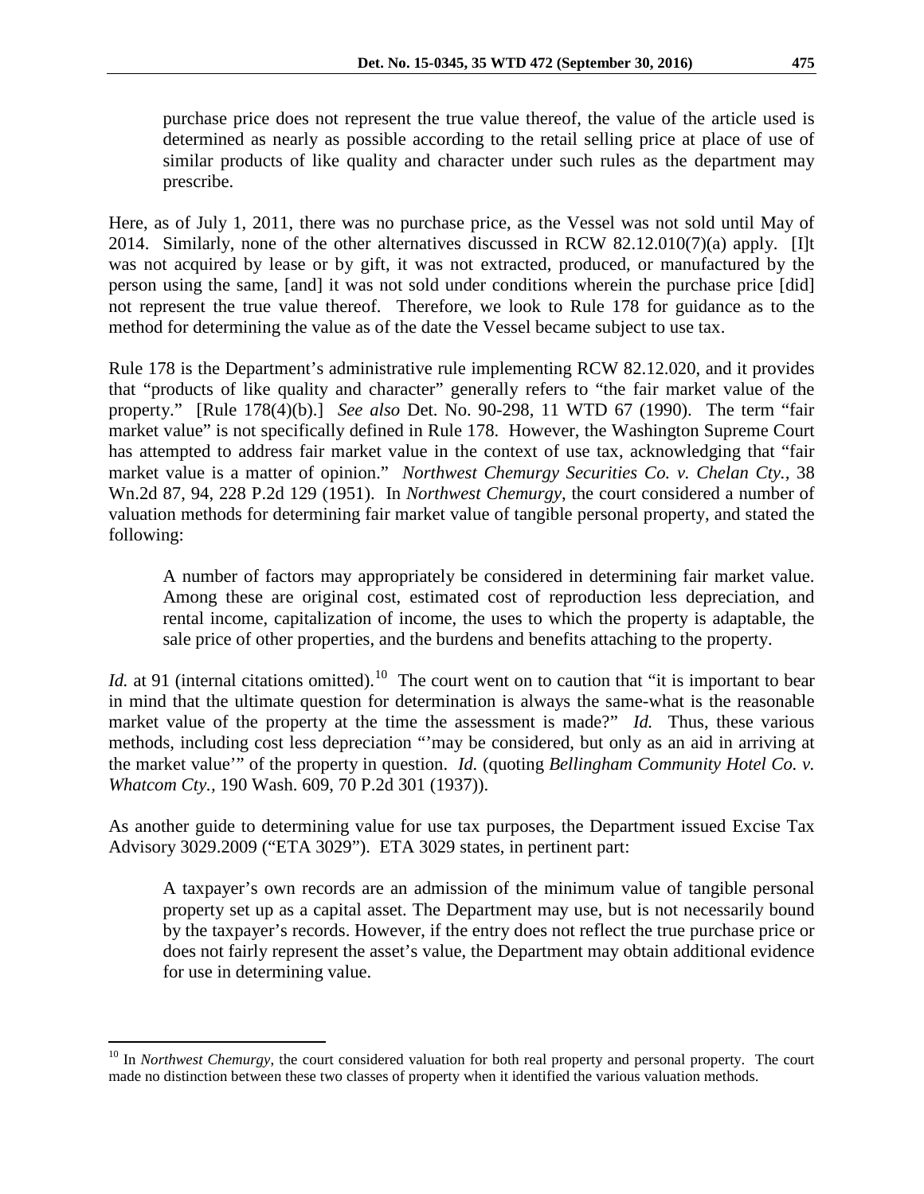> purchase price does not represent the true value thereof, the value of the article used is determined as nearly as possible according to the retail selling price at place of use of similar products of like quality and character under such rules as the department may prescribe.

Here, as of July 1, 2011, there was no purchase price, as the Vessel was not sold until May of 2014. Similarly, none of the other alternatives discussed in RCW 82.12.010(7)(a) apply. [I]t was not acquired by lease or by gift, it was not extracted, produced, or manufactured by the person using the same, [and] it was not sold under conditions wherein the purchase price [did] not represent the true value thereof. Therefore, we look to Rule 178 for guidance as to the method for determining the value as of the date the Vessel became subject to use tax.

Rule 178 is the Department's administrative rule implementing RCW 82.12.020, and it provides that "products of like quality and character" generally refers to "the fair market value of the property." [Rule 178(4)(b).] *See also* Det. No. 90-298, 11 WTD 67 (1990). The term "fair market value" is not specifically defined in Rule 178. However, the Washington Supreme Court has attempted to address fair market value in the context of use tax, acknowledging that "fair market value is a matter of opinion." *Northwest Chemurgy Securities Co. v. Chelan Cty.*, 38 Wn.2d 87, 94, 228 P.2d 129 (1951). In *Northwest Chemurgy*, the court considered a number of valuation methods for determining fair market value of tangible personal property, and stated the following:

> A number of factors may appropriately be considered in determining fair market value. Among these are original cost, estimated cost of reproduction less depreciation, and rental income, capitalization of income, the uses to which the property is adaptable, the sale price of other properties, and the burdens and benefits attaching to the property.

*Id.* at 91 (internal citations omitted).[10] The court went on to caution that "it is important to bear in mind that the ultimate question for determination is always the same-what is the reasonable market value of the property at the time the assessment is made?" *Id.* Thus, these various methods, including cost less depreciation "'may be considered, but only as an aid in arriving at the market value'" of the property in question. *Id.* (quoting *Bellingham Community Hotel Co. v. Whatcom Cty.*, 190 Wash. 609, 70 P.2d 301 (1937)).

As another guide to determining value for use tax purposes, the Department issued Excise Tax Advisory 3029.2009 ("ETA 3029"). ETA 3029 states, in pertinent part:

> A taxpayer's own records are an admission of the minimum value of tangible personal property set up as a capital asset. The Department may use, but is not necessarily bound by the taxpayer's records. However, if the entry does not reflect the true purchase price or does not fairly represent the asset's value, the Department may obtain additional evidence for use in determining value.

---

[10] In *Northwest Chemurgy*, the court considered valuation for both real property and personal property. The court made no distinction between these two classes of property when it identified the various valuation methods.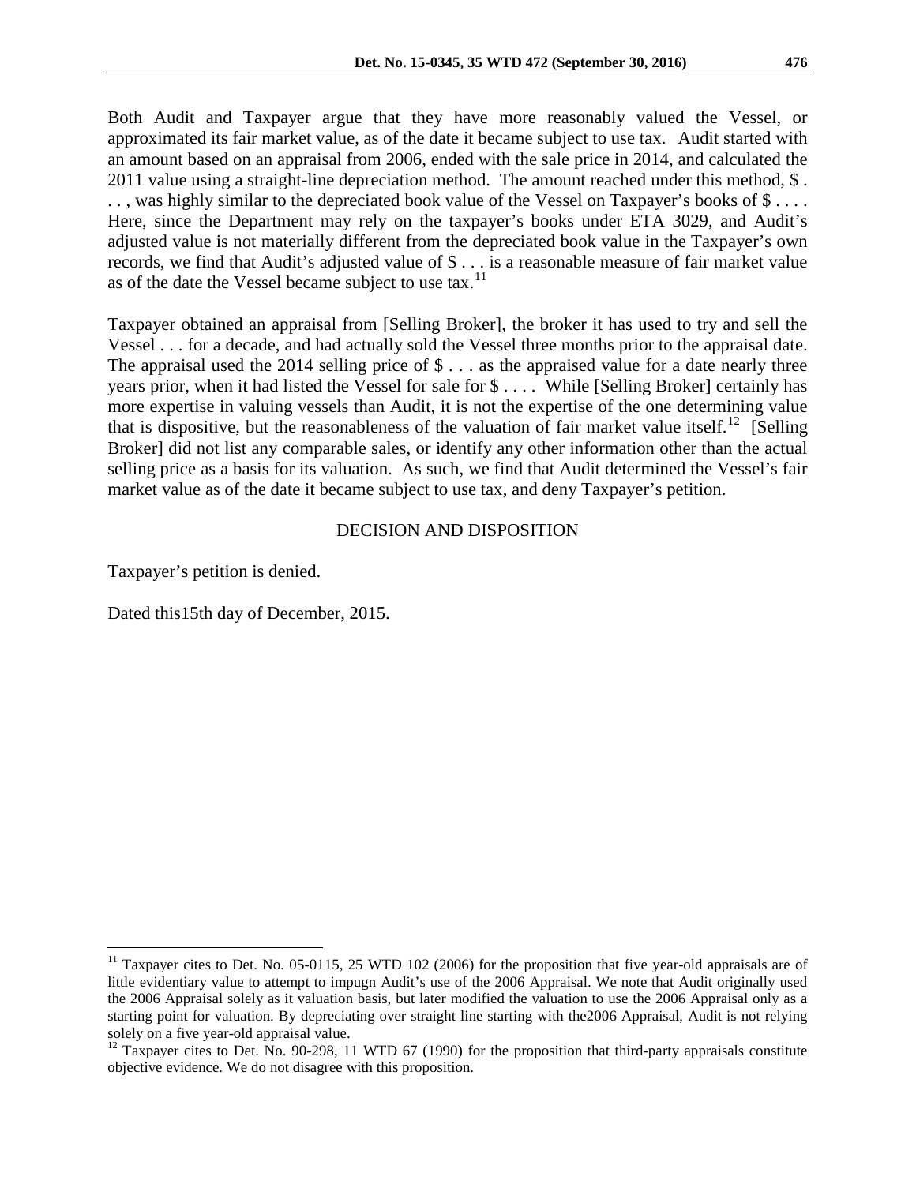Both Audit and Taxpayer argue that they have more reasonably valued the Vessel, or approximated its fair market value, as of the date it became subject to use tax. Audit started with an amount based on an appraisal from 2006, ended with the sale price in 2014, and calculated the 2011 value using a straight-line depreciation method. The amount reached under this method, $ . . . , was highly similar to the depreciated book value of the Vessel on Taxpayer's books of $ . . . . Here, since the Department may rely on the taxpayer's books under ETA 3029, and Audit's adjusted value is not materially different from the depreciated book value in the Taxpayer's own records, we find that Audit's adjusted value of $ . . . is a reasonable measure of fair market value as of the date the Vessel became subject to use tax.[11]

Taxpayer obtained an appraisal from [Selling Broker], the broker it has used to try and sell the Vessel . . . for a decade, and had actually sold the Vessel three months prior to the appraisal date. The appraisal used the 2014 selling price of $ . . . as the appraised value for a date nearly three years prior, when it had listed the Vessel for sale for $ . . . . While [Selling Broker] certainly has more expertise in valuing vessels than Audit, it is not the expertise of the one determining value that is dispositive, but the reasonableness of the valuation of fair market value itself.[12] [Selling Broker] did not list any comparable sales, or identify any other information other than the actual selling price as a basis for its valuation. As such, we find that Audit determined the Vessel's fair market value as of the date it became subject to use tax, and deny Taxpayer's petition.

## DECISION AND DISPOSITION

Taxpayer's petition is denied.

Dated this15th day of December, 2015.

---

[11] Taxpayer cites to Det. No. 05-0115, 25 WTD 102 (2006) for the proposition that five year-old appraisals are of little evidentiary value to attempt to impugn Audit's use of the 2006 Appraisal. We note that Audit originally used the 2006 Appraisal solely as it valuation basis, but later modified the valuation to use the 2006 Appraisal only as a starting point for valuation. By depreciating over straight line starting with the2006 Appraisal, Audit is not relying solely on a five year-old appraisal value.

[12] Taxpayer cites to Det. No. 90-298, 11 WTD 67 (1990) for the proposition that third-party appraisals constitute objective evidence. We do not disagree with this proposition.